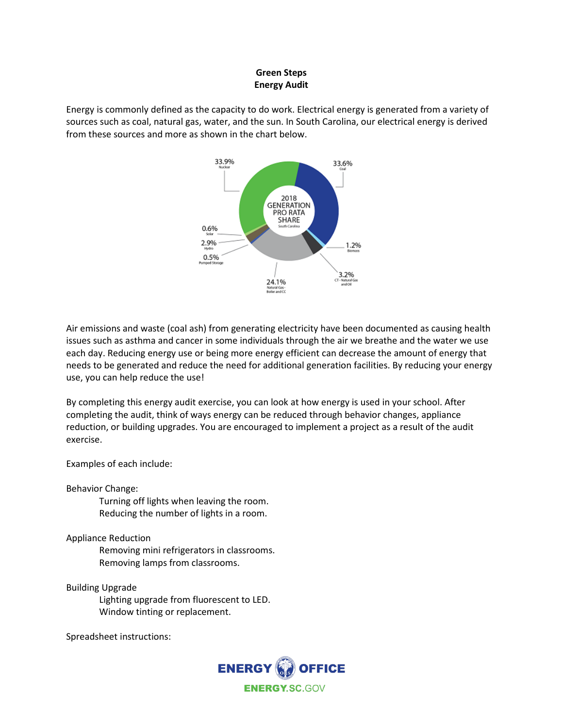**Green Steps**
**Energy Audit**

Energy is commonly defined as the capacity to do work. Electrical energy is generated from a variety of sources such as coal, natural gas, water, and the sun. In South Carolina, our electrical energy is derived from these sources and more as shown in the chart below.

2018 GENERATION PRO RATA SHARE South Carolina

- 33.9% Nuclear
- 33.6% Coal
- 1.2% Biomass
- 3.2% CT - Natural Gas and Oil
- 24.1% Natural Gas - Boiler and CC
- 0.5% Pumped Storage
- 2.9% Hydro
- 0.6% Solar

Air emissions and waste (coal ash) from generating electricity have been documented as causing health issues such as asthma and cancer in some individuals through the air we breathe and the water we use each day. Reducing energy use or being more energy efficient can decrease the amount of energy that needs to be generated and reduce the need for additional generation facilities. By reducing your energy use, you can help reduce the use!

By completing this energy audit exercise, you can look at how energy is used in your school. After completing the audit, think of ways energy can be reduced through behavior changes, appliance reduction, or building upgrades. You are encouraged to implement a project as a result of the audit exercise.

Examples of each include:

Behavior Change:
- Turning off lights when leaving the room.
- Reducing the number of lights in a room.

Appliance Reduction
- Removing mini refrigerators in classrooms.
- Removing lamps from classrooms.

Building Upgrade
- Lighting upgrade from fluorescent to LED.
- Window tinting or replacement.

Spreadsheet instructions:

ENERGY OFFICE
ENERGY.SC.GOV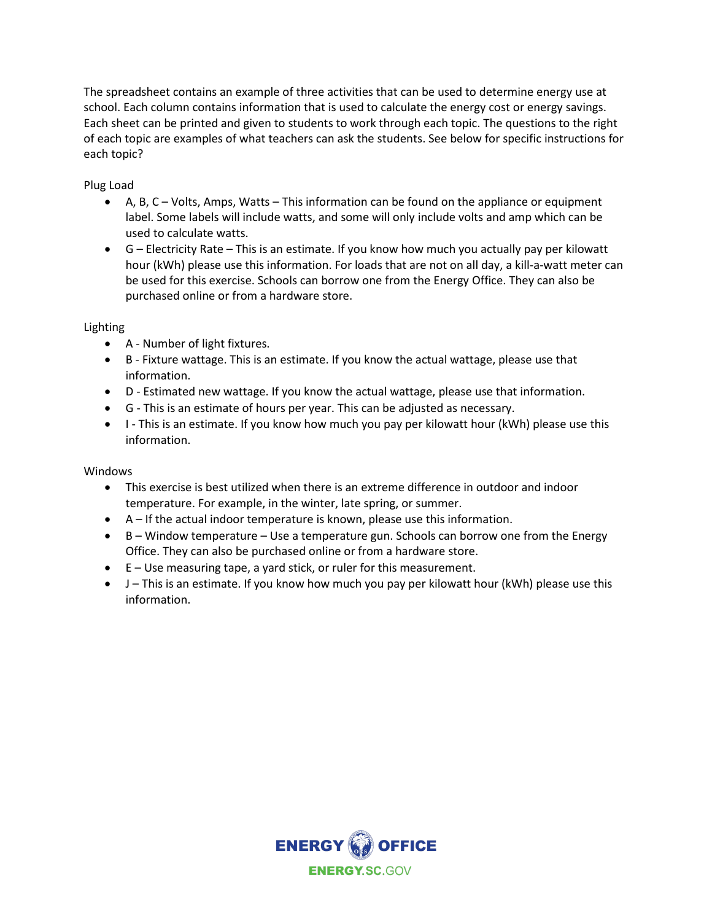The spreadsheet contains an example of three activities that can be used to determine energy use at school. Each column contains information that is used to calculate the energy cost or energy savings. Each sheet can be printed and given to students to work through each topic. The questions to the right of each topic are examples of what teachers can ask the students. See below for specific instructions for each topic?

Plug Load

- A, B, C – Volts, Amps, Watts – This information can be found on the appliance or equipment label. Some labels will include watts, and some will only include volts and amp which can be used to calculate watts.
- G – Electricity Rate – This is an estimate. If you know how much you actually pay per kilowatt hour (kWh) please use this information. For loads that are not on all day, a kill-a-watt meter can be used for this exercise. Schools can borrow one from the Energy Office. They can also be purchased online or from a hardware store.

Lighting

- A - Number of light fixtures.
- B - Fixture wattage. This is an estimate. If you know the actual wattage, please use that information.
- D - Estimated new wattage. If you know the actual wattage, please use that information.
- G - This is an estimate of hours per year. This can be adjusted as necessary.
- I - This is an estimate. If you know how much you pay per kilowatt hour (kWh) please use this information.

Windows

- This exercise is best utilized when there is an extreme difference in outdoor and indoor temperature. For example, in the winter, late spring, or summer.
- A – If the actual indoor temperature is known, please use this information.
- B – Window temperature – Use a temperature gun. Schools can borrow one from the Energy Office. They can also be purchased online or from a hardware store.
- E – Use measuring tape, a yard stick, or ruler for this measurement.
- J – This is an estimate. If you know how much you pay per kilowatt hour (kWh) please use this information.

ENERGY OFFICE
ENERGY.SC.GOV